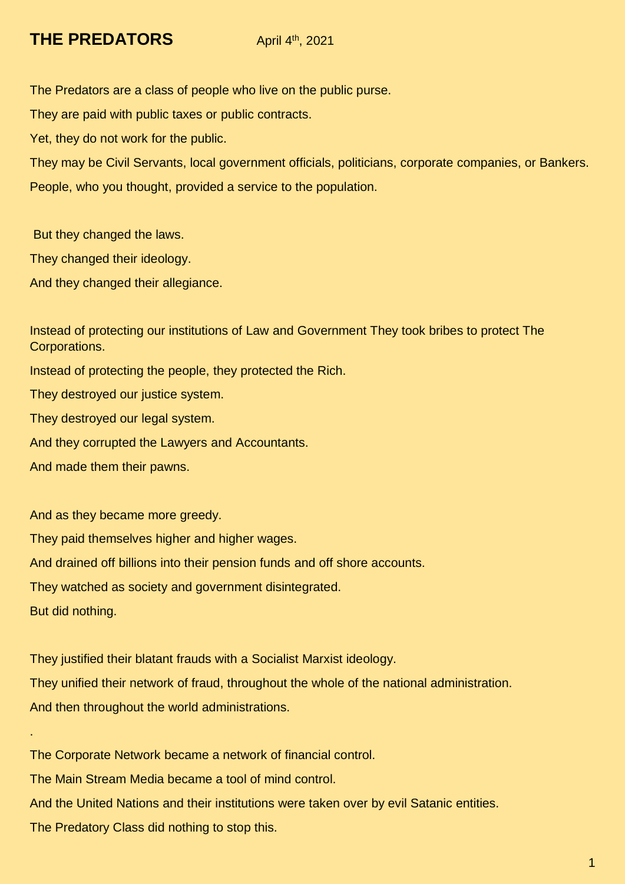# THE PREDATORS

April 4th, 2021

The Predators are a class of people who live on the public purse.

They are paid with public taxes or public contracts.

Yet, they do not work for the public.

They may be Civil Servants, local government officials, politicians, corporate companies, or Bankers.

People, who you thought, provided a service to the population.

But they changed the laws.

They changed their ideology.

And they changed their allegiance.

Instead of protecting our institutions of Law and Government They took bribes to protect The Corporations.

Instead of protecting the people, they protected the Rich.

They destroyed our justice system.

They destroyed our legal system.

And they corrupted the Lawyers and Accountants.

And made them their pawns.

And as they became more greedy.

They paid themselves higher and higher wages.

And drained off billions into their pension funds and off shore accounts.

They watched as society and government disintegrated.

But did nothing.

They justified their blatant frauds with a Socialist Marxist ideology.

They unified their network of fraud, throughout the whole of the national administration.

And then throughout the world administrations.

.

The Corporate Network became a network of financial control.

The Main Stream Media became a tool of mind control.

And the United Nations and their institutions were taken over by evil Satanic entities.

The Predatory Class did nothing to stop this.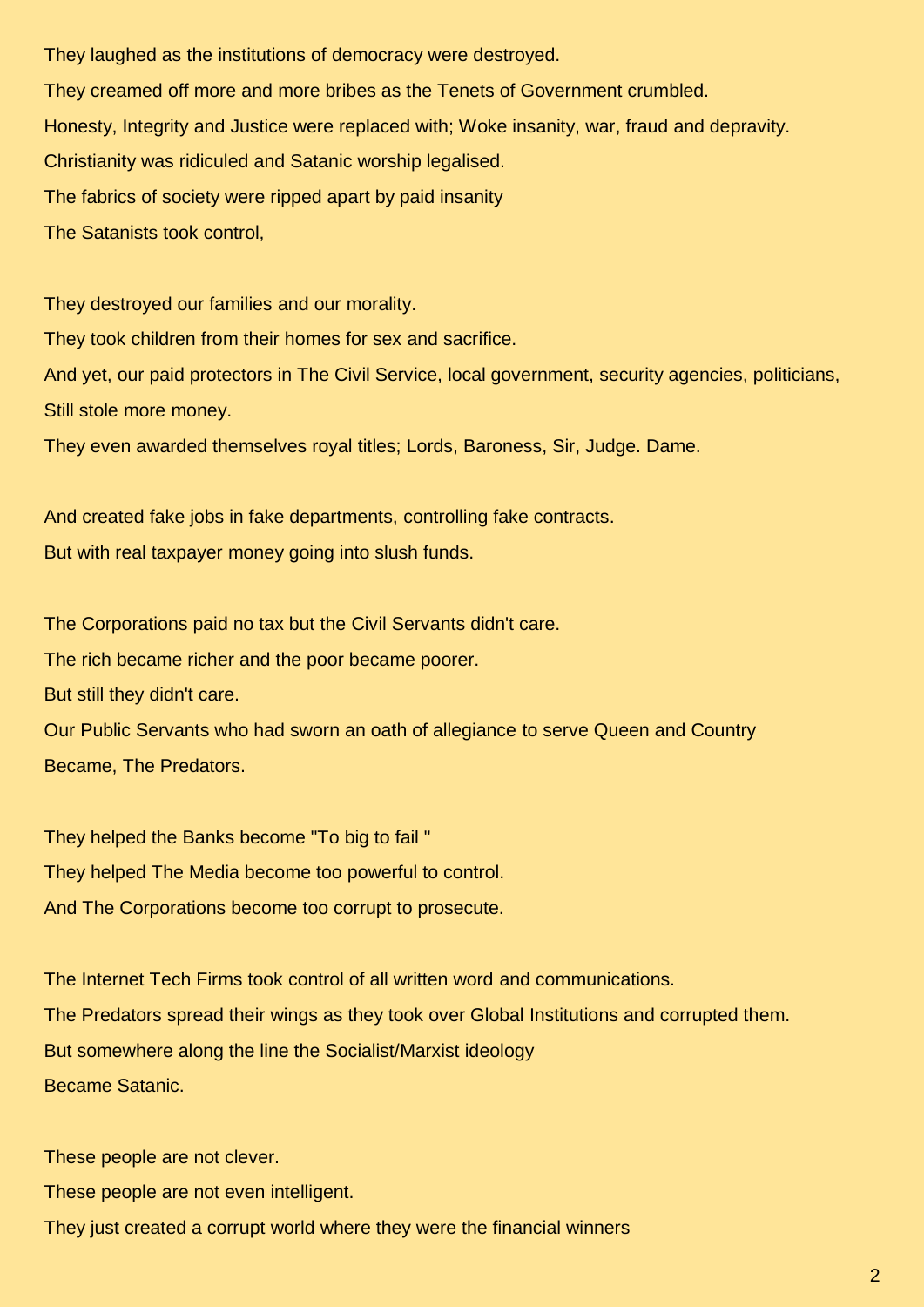They laughed as the institutions of democracy were destroyed.

They creamed off more and more bribes as the Tenets of Government crumbled.

Honesty, Integrity and Justice were replaced with; Woke insanity, war, fraud and depravity.

Christianity was ridiculed and Satanic worship legalised.

The fabrics of society were ripped apart by paid insanity

The Satanists took control,

They destroyed our families and our morality.

They took children from their homes for sex and sacrifice.

And yet, our paid protectors in The Civil Service, local government, security agencies, politicians,

Still stole more money.

They even awarded themselves royal titles; Lords, Baroness, Sir, Judge. Dame.

And created fake jobs in fake departments, controlling fake contracts.

But with real taxpayer money going into slush funds.

The Corporations paid no tax but the Civil Servants didn't care.

The rich became richer and the poor became poorer.

But still they didn't care.

Our Public Servants who had sworn an oath of allegiance to serve Queen and Country

Became, The Predators.

They helped the Banks become "To big to fail "

They helped The Media become too powerful to control.

And The Corporations become too corrupt to prosecute.

The Internet Tech Firms took control of all written word and communications.

The Predators spread their wings as they took over Global Institutions and corrupted them.

But somewhere along the line the Socialist/Marxist ideology

Became Satanic.

These people are not clever.

These people are not even intelligent.

They just created a corrupt world where they were the financial winners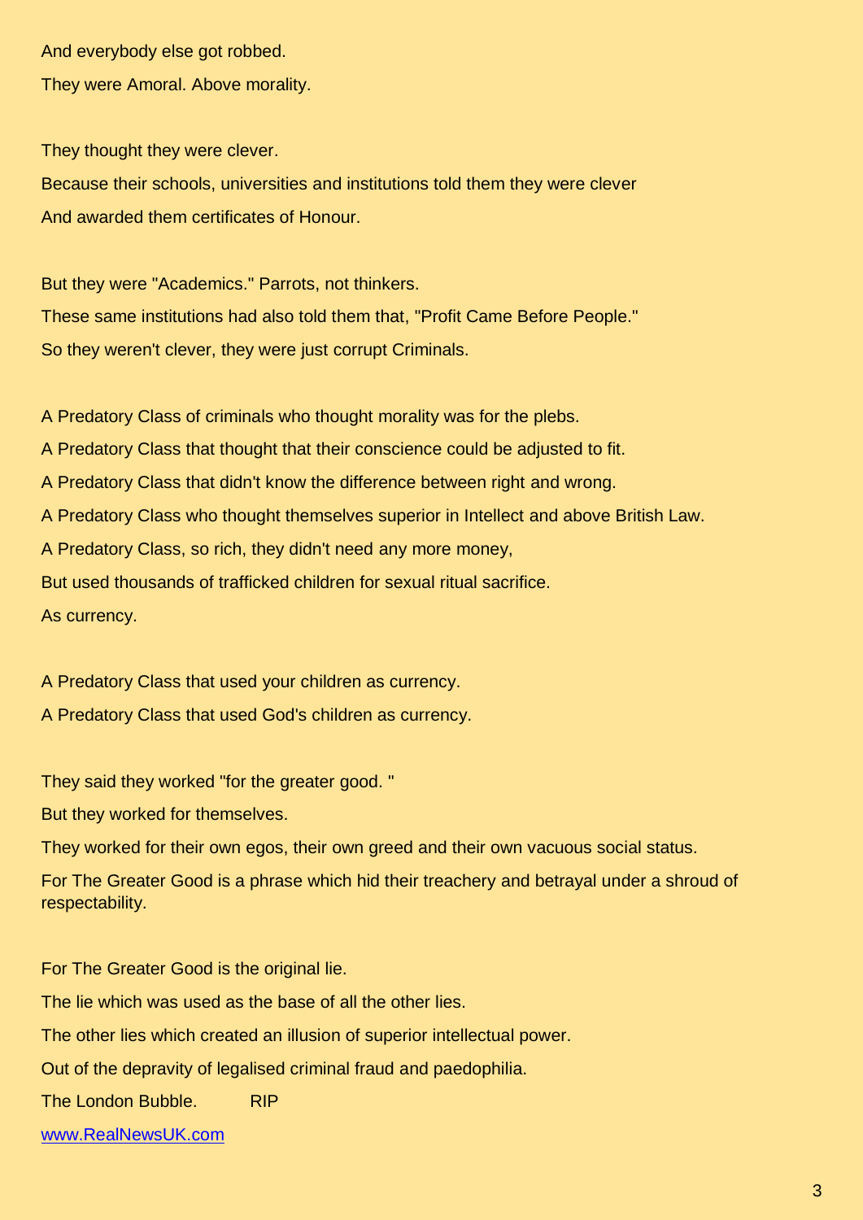And everybody else got robbed.

They were Amoral. Above morality.

They thought they were clever.

Because their schools, universities and institutions told them they were clever

And awarded them certificates of Honour.

But they were "Academics." Parrots, not thinkers.

These same institutions had also told them that, "Profit Came Before People."

So they weren't clever, they were just corrupt Criminals.

A Predatory Class of criminals who thought morality was for the plebs.

A Predatory Class that thought that their conscience could be adjusted to fit.

A Predatory Class that didn't know the difference between right and wrong.

A Predatory Class who thought themselves superior in Intellect and above British Law.

A Predatory Class, so rich, they didn't need any more money,

But used thousands of trafficked children for sexual ritual sacrifice.

As currency.

A Predatory Class that used your children as currency.

A Predatory Class that used God's children as currency.

They said they worked "for the greater good. "

But they worked for themselves.

They worked for their own egos, their own greed and their own vacuous social status.

For The Greater Good is a phrase which hid their treachery and betrayal under a shroud of respectability.

For The Greater Good is the original lie.

The lie which was used as the base of all the other lies.

The other lies which created an illusion of superior intellectual power.

Out of the depravity of legalised criminal fraud and paedophilia.

The London Bubble. RIP

[www.RealNewsUK.com](http://www.RealNewsUK.com)